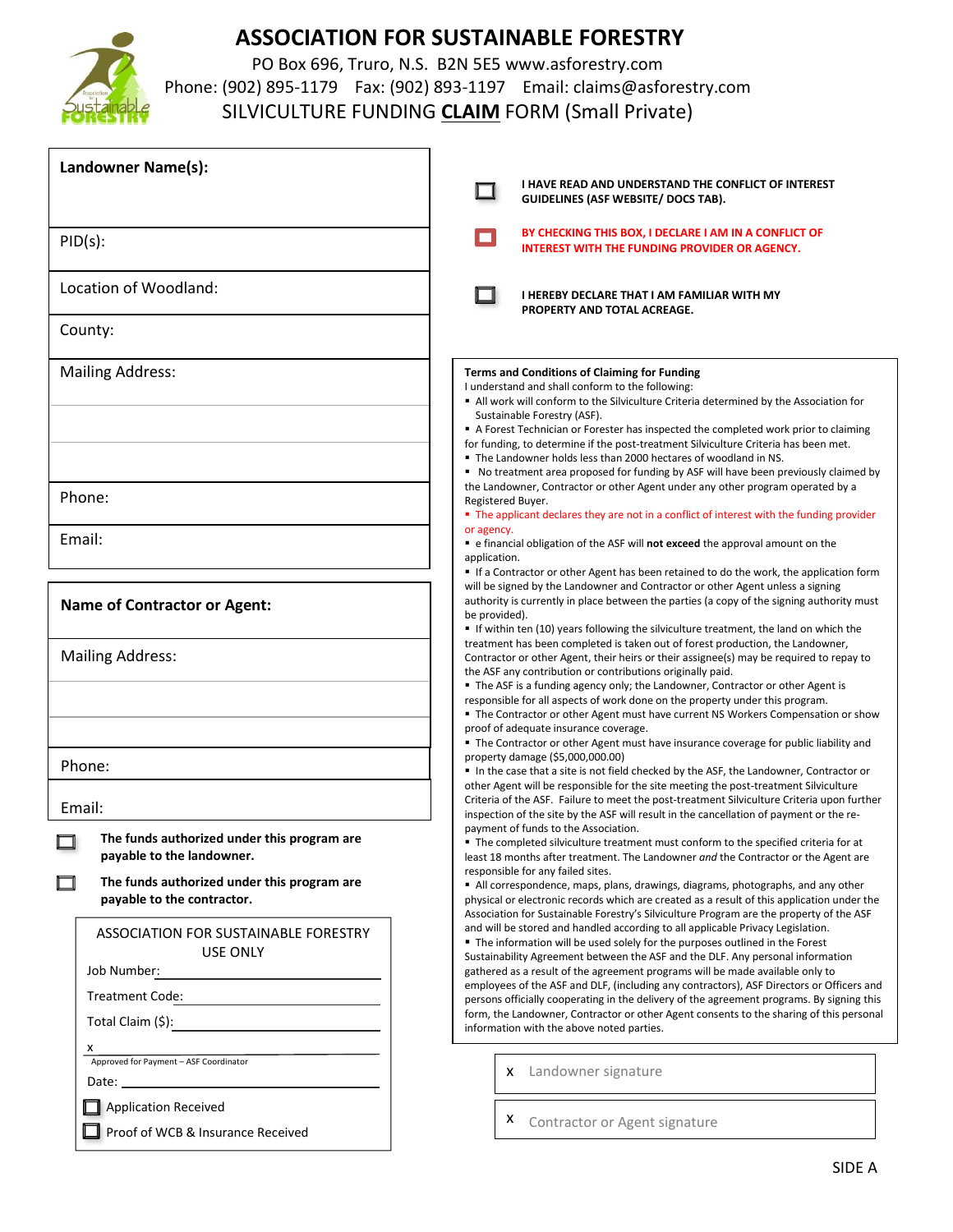# ASSOCIATION FOR SUSTAINABLE FORESTRY

PO Box 696, Truro, N.S. B2N 5E5 www.asforestry.com
Phone: (902) 895-1179 Fax: (902) 893-1197 Email: claims@asforestry.com

## SILVICULTURE FUNDING **CLAIM** FORM (Small Private)

**Landowner Name(s):**

PID(s):

Location of Woodland:

County:

Mailing Address:

Phone:

Email:

**Name of Contractor or Agent:**

Mailing Address:

Phone:

Email:

☐ **The funds authorized under this program are payable to the landowner.**

☐ **The funds authorized under this program are payable to the contractor.**

ASSOCIATION FOR SUSTAINABLE FORESTRY USE ONLY

Job Number: ____________________

Treatment Code: ____________________

Total Claim ($): ____________________

x ____________________
Approved for Payment – ASF Coordinator

Date: ____________________

☐ Application Received

☐ Proof of WCB & Insurance Received

☐ **I HAVE READ AND UNDERSTAND THE CONFLICT OF INTEREST GUIDELINES (ASF WEBSITE/ DOCS TAB).**

☐ **BY CHECKING THIS BOX, I DECLARE I AM IN A CONFLICT OF INTEREST WITH THE FUNDING PROVIDER OR AGENCY.**

☐ **I HEREBY DECLARE THAT I AM FAMILIAR WITH MY PROPERTY AND TOTAL ACREAGE.**

**Terms and Conditions of Claiming for Funding**

I understand and shall conform to the following:

- All work will conform to the Silviculture Criteria determined by the Association for Sustainable Forestry (ASF).
- A Forest Technician or Forester has inspected the completed work prior to claiming for funding, to determine if the post-treatment Silviculture Criteria has been met.
- The Landowner holds less than 2000 hectares of woodland in NS.
- No treatment area proposed for funding by ASF will have been previously claimed by the Landowner, Contractor or other Agent under any other program operated by a Registered Buyer.
- The applicant declares they are not in a conflict of interest with the funding provider or agency.
- e financial obligation of the ASF will **not exceed** the approval amount on the application.
- If a Contractor or other Agent has been retained to do the work, the application form will be signed by the Landowner and Contractor or other Agent unless a signing authority is currently in place between the parties (a copy of the signing authority must be provided).
- If within ten (10) years following the silviculture treatment, the land on which the treatment has been completed is taken out of forest production, the Landowner, Contractor or other Agent, their heirs or their assignee(s) may be required to repay to the ASF any contribution or contributions originally paid.
- The ASF is a funding agency only; the Landowner, Contractor or other Agent is responsible for all aspects of work done on the property under this program.
- The Contractor or other Agent must have current NS Workers Compensation or show proof of adequate insurance coverage.
- The Contractor or other Agent must have insurance coverage for public liability and property damage ($5,000,000.00)
- In the case that a site is not field checked by the ASF, the Landowner, Contractor or other Agent will be responsible for the site meeting the post-treatment Silviculture Criteria of the ASF. Failure to meet the post-treatment Silviculture Criteria upon further inspection of the site by the ASF will result in the cancellation of payment or the re-payment of funds to the Association.
- The completed silviculture treatment must conform to the specified criteria for at least 18 months after treatment. The Landowner *and* the Contractor or the Agent are responsible for any failed sites.
- All correspondence, maps, plans, drawings, diagrams, photographs, and any other physical or electronic records which are created as a result of this application under the Association for Sustainable Forestry's Silviculture Program are the property of the ASF and will be stored and handled according to all applicable Privacy Legislation.
- The information will be used solely for the purposes outlined in the Forest Sustainability Agreement between the ASF and the DLF. Any personal information gathered as a result of the agreement programs will be made available only to employees of the ASF and DLF, (including any contractors), ASF Directors or Officers and persons officially cooperating in the delivery of the agreement programs. By signing this form, the Landowner, Contractor or other Agent consents to the sharing of this personal information with the above noted parties.

x Landowner signature

x Contractor or Agent signature

SIDE A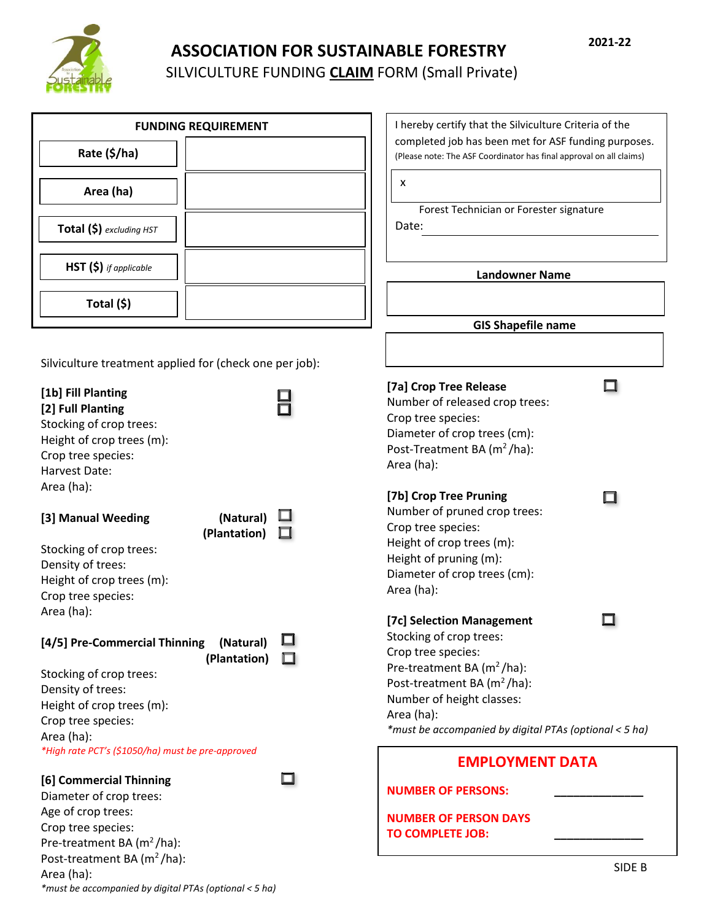# ASSOCIATION FOR SUSTAINABLE FORESTRY

SILVICULTURE FUNDING **CLAIM** FORM (Small Private)

**2021-22**

| FUNDING REQUIREMENT | |
|---|---|
| **Rate ($/ha)** | |
| **Area (ha)** | |
| **Total ($)** *excluding HST* | |
| **HST ($)** *if applicable* | |
| **Total ($)** | |

I hereby certify that the Silviculture Criteria of the completed job has been met for ASF funding purposes. (Please note: The ASF Coordinator has final approval on all claims)

x

Forest Technician or Forester signature

Date: ______________________________

**Landowner Name**

| |
|---|
| |

**GIS Shapefile name**

| |
|---|
| |

Silviculture treatment applied for (check one per job):

**[1b] Fill Planting** ☐
**[2] Full Planting** ☐
Stocking of crop trees:
Height of crop trees (m):
Crop tree species:
Harvest Date:
Area (ha):

**[3] Manual Weeding** **(Natural)** ☐ **(Plantation)** ☐
Stocking of crop trees:
Density of trees:
Height of crop trees (m):
Crop tree species:
Area (ha):

**[4/5] Pre-Commercial Thinning** **(Natural)** ☐ **(Plantation)** ☐
Stocking of crop trees:
Density of trees:
Height of crop trees (m):
Crop tree species:
Area (ha):
*\*High rate PCT's ($1050/ha) must be pre-approved*

**[6] Commercial Thinning** ☐
Diameter of crop trees:
Age of crop trees:
Crop tree species:
Pre-treatment BA ($m^2$/ha):
Post-treatment BA ($m^2$/ha):
Area (ha):
*\*must be accompanied by digital PTAs (optional < 5 ha)*

**[7a] Crop Tree Release** ☐
Number of released crop trees:
Crop tree species:
Diameter of crop trees (cm):
Post-Treatment BA ($m^2$/ha):
Area (ha):

**[7b] Crop Tree Pruning** ☐
Number of pruned crop trees:
Crop tree species:
Height of crop trees (m):
Height of pruning (m):
Diameter of crop trees (cm):
Area (ha):

**[7c] Selection Management** ☐
Stocking of crop trees:
Crop tree species:
Pre-treatment BA ($m^2$/ha):
Post-treatment BA ($m^2$/ha):
Number of height classes:
Area (ha):
*\*must be accompanied by digital PTAs (optional < 5 ha)*

## EMPLOYMENT DATA

**NUMBER OF PERSONS:** ______________

**NUMBER OF PERSON DAYS TO COMPLETE JOB:** ______________

SIDE B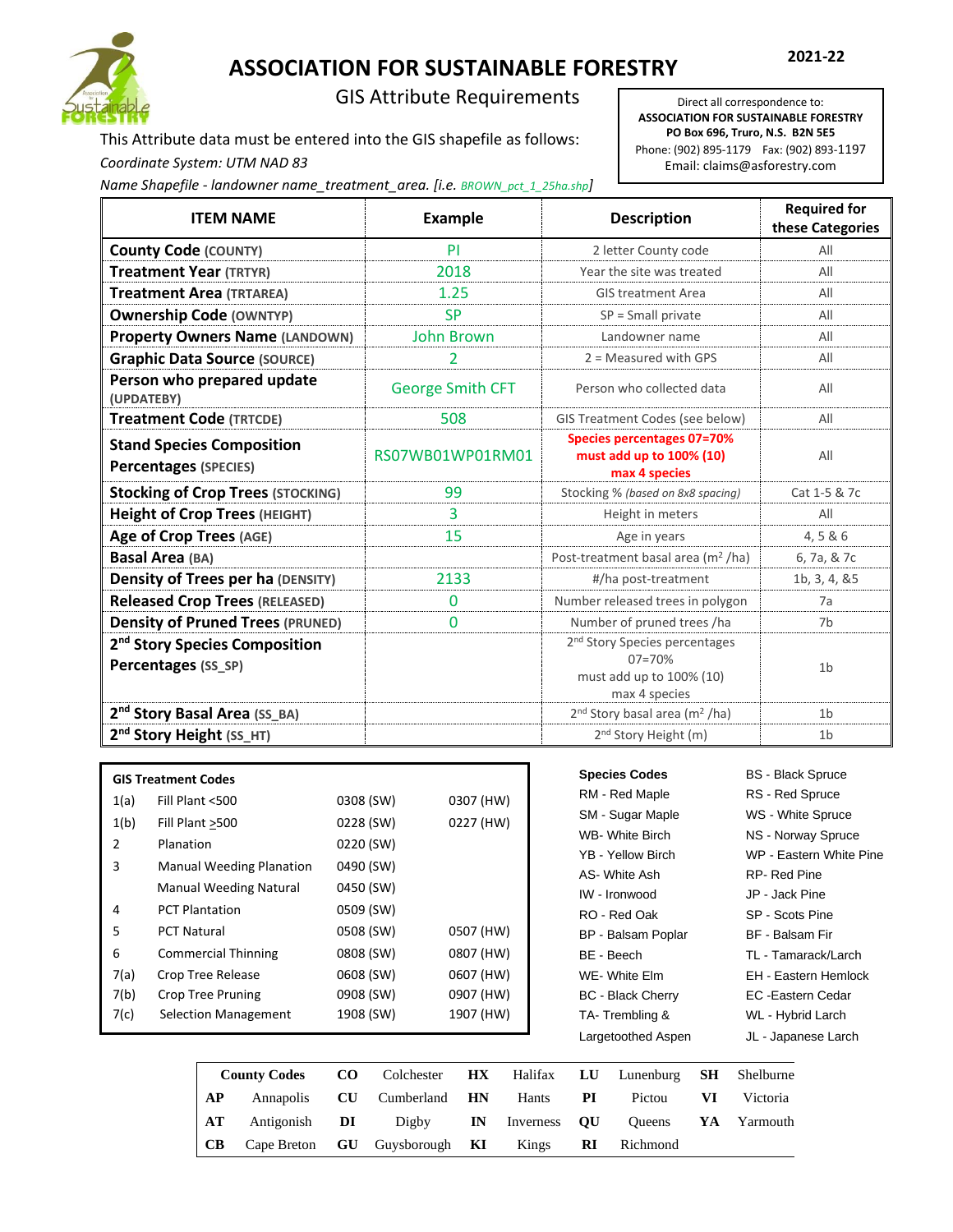2021-22

# ASSOCIATION FOR SUSTAINABLE FORESTRY

GIS Attribute Requirements

Direct all correspondence to:
**ASSOCIATION FOR SUSTAINABLE FORESTRY**
**PO Box 696, Truro, N.S. B2N 5E5**
Phone: (902) 895-1179 Fax: (902) 893-1197
Email: claims@asforestry.com

This Attribute data must be entered into the GIS shapefile as follows:

*Coordinate System: UTM NAD 83*

*Name Shapefile - landowner name_treatment_area. [i.e. BROWN_pct_1_25ha.shp]*

| ITEM NAME | Example | Description | Required for these Categories |
|---|---|---|---|
| **County Code** (COUNTY) | PI | 2 letter County code | All |
| **Treatment Year** (TRTYR) | 2018 | Year the site was treated | All |
| **Treatment Area** (TRTAREA) | 1.25 | GIS treatment Area | All |
| **Ownership Code** (OWNTYP) | SP | SP = Small private | All |
| **Property Owners Name** (LANDOWN) | John Brown | Landowner name | All |
| **Graphic Data Source** (SOURCE) | 2 | 2 = Measured with GPS | All |
| **Person who prepared update** (UPDATEBY) | George Smith CFT | Person who collected data | All |
| **Treatment Code** (TRTCDE) | 508 | GIS Treatment Codes (see below) | All |
| **Stand Species Composition Percentages** (SPECIES) | RS07WB01WP01RM01 | **Species percentages 07=70% must add up to 100% (10) max 4 species** | All |
| **Stocking of Crop Trees** (STOCKING) | 99 | Stocking % *(based on 8x8 spacing)* | Cat 1-5 & 7c |
| **Height of Crop Trees** (HEIGHT) | 3 | Height in meters | All |
| **Age of Crop Trees** (AGE) | 15 | Age in years | 4, 5 & 6 |
| **Basal Area** (BA) | | Post-treatment basal area ($m^2$ /ha) | 6, 7a, & 7c |
| **Density of Trees per ha** (DENSITY) | 2133 | #/ha post-treatment | 1b, 3, 4, &5 |
| **Released Crop Trees** (RELEASED) | 0 | Number released trees in polygon | 7a |
| **Density of Pruned Trees** (PRUNED) | 0 | Number of pruned trees /ha | 7b |
| **2nd Story Species Composition Percentages** (SS_SP) | | 2nd Story Species percentages 07=70% must add up to 100% (10) max 4 species | 1b |
| **2nd Story Basal Area** (SS_BA) | | 2nd Story basal area ($m^2$ /ha) | 1b |
| **2nd Story Height** (SS_HT) | | 2nd Story Height (m) | 1b |

**GIS Treatment Codes**

| | | | |
|---|---|---|---|
| 1(a) | Fill Plant <500 | 0308 (SW) | 0307 (HW) |
| 1(b) | Fill Plant ≥500 | 0228 (SW) | 0227 (HW) |
| 2 | Planation | 0220 (SW) | |
| 3 | Manual Weeding Planation | 0490 (SW) | |
| | Manual Weeding Natural | 0450 (SW) | |
| 4 | PCT Plantation | 0509 (SW) | |
| 5 | PCT Natural | 0508 (SW) | 0507 (HW) |
| 6 | Commercial Thinning | 0808 (SW) | 0807 (HW) |
| 7(a) | Crop Tree Release | 0608 (SW) | 0607 (HW) |
| 7(b) | Crop Tree Pruning | 0908 (SW) | 0907 (HW) |
| 7(c) | Selection Management | 1908 (SW) | 1907 (HW) |

**Species Codes**

| | |
|---|---|
| RM - Red Maple | BS - Black Spruce |
| SM - Sugar Maple | RS - Red Spruce |
| WB- White Birch | WS - White Spruce |
| YB - Yellow Birch | NS - Norway Spruce |
| AS- White Ash | WP - Eastern White Pine |
| IW - Ironwood | RP- Red Pine |
| RO - Red Oak | JP - Jack Pine |
| BP - Balsam Poplar | SP - Scots Pine |
| BE - Beech | BF - Balsam Fir |
| WE- White Elm | TL - Tamarack/Larch |
| BC - Black Cherry | EH - Eastern Hemlock |
| TA- Trembling & Largetoothed Aspen | EC -Eastern Cedar |
| | WL - Hybrid Larch |
| | JL - Japanese Larch |

| **County Codes** | | | | | | | | | |
|---|---|---|---|---|---|---|---|---|---|
| | | **CO** | Colchester | **HX** | Halifax | **LU** | Lunenburg | **SH** | Shelburne |
| **AP** | Annapolis | **CU** | Cumberland | **HN** | Hants | **PI** | Pictou | **VI** | Victoria |
| **AT** | Antigonish | **DI** | Digby | **IN** | Inverness | **QU** | Queens | **YA** | Yarmouth |
| **CB** | Cape Breton | **GU** | Guysborough | **KI** | Kings | **RI** | Richmond | | |